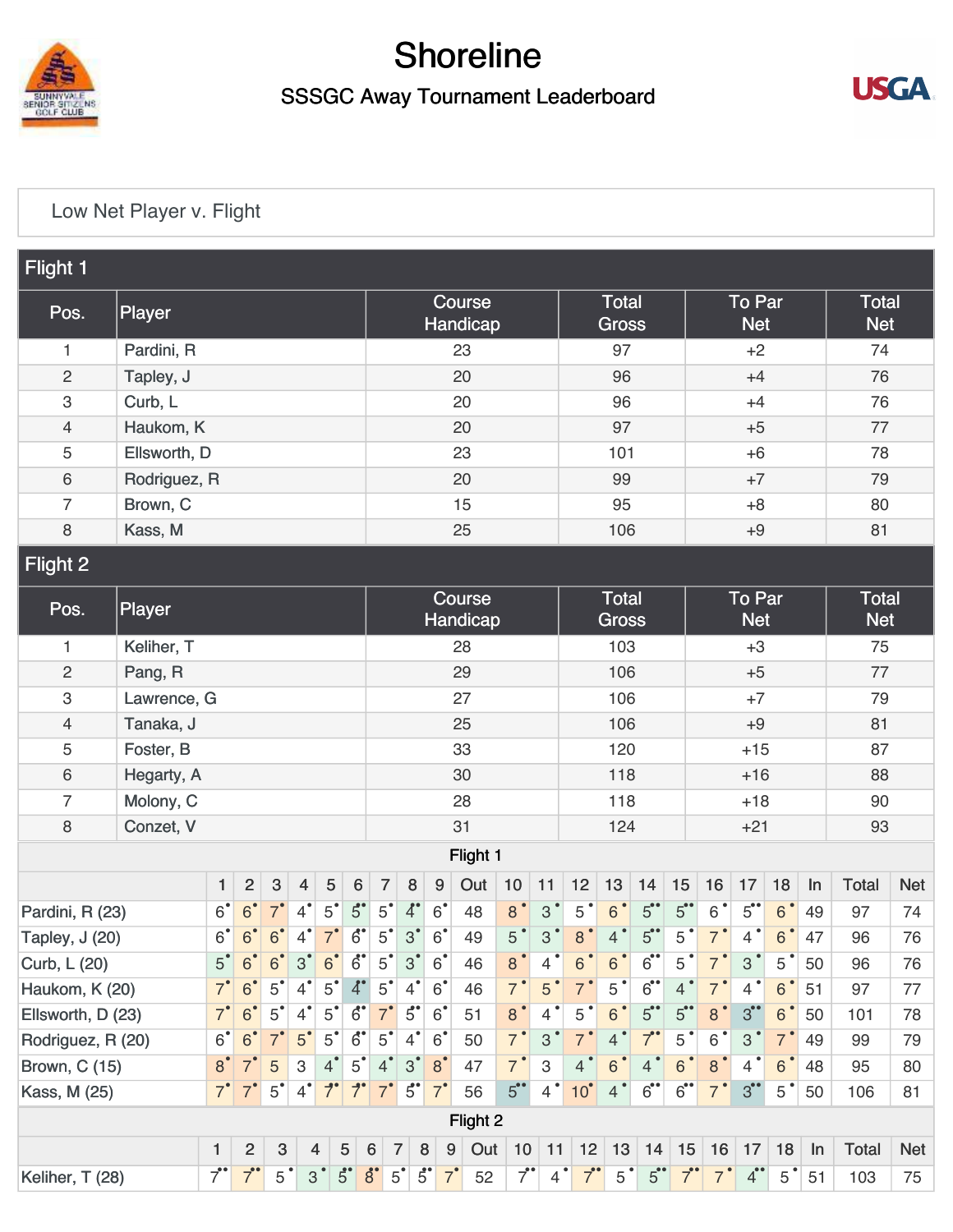# Shoreline

## SSSGC Away Tournament Leaderboard

Low Net Player v. Flight

### Flight 1

| Pos. | Player | Course Handicap | Total Gross | To Par Net | Total Net |
|---|---|---|---|---|---|
| 1 | Pardini, R | 23 | 97 | +2 | 74 |
| 2 | Tapley, J | 20 | 96 | +4 | 76 |
| 3 | Curb, L | 20 | 96 | +4 | 76 |
| 4 | Haukom, K | 20 | 97 | +5 | 77 |
| 5 | Ellsworth, D | 23 | 101 | +6 | 78 |
| 6 | Rodriguez, R | 20 | 99 | +7 | 79 |
| 7 | Brown, C | 15 | 95 | +8 | 80 |
| 8 | Kass, M | 25 | 106 | +9 | 81 |

### Flight 2

| Pos. | Player | Course Handicap | Total Gross | To Par Net | Total Net |
|---|---|---|---|---|---|
| 1 | Keliher, T | 28 | 103 | +3 | 75 |
| 2 | Pang, R | 29 | 106 | +5 | 77 |
| 3 | Lawrence, G | 27 | 106 | +7 | 79 |
| 4 | Tanaka, J | 25 | 106 | +9 | 81 |
| 5 | Foster, B | 33 | 120 | +15 | 87 |
| 6 | Hegarty, A | 30 | 118 | +16 | 88 |
| 7 | Molony, C | 28 | 118 | +18 | 90 |
| 8 | Conzet, V | 31 | 124 | +21 | 93 |

### Flight 1

| | 1 | 2 | 3 | 4 | 5 | 6 | 7 | 8 | 9 | Out | 10 | 11 | 12 | 13 | 14 | 15 | 16 | 17 | 18 | In | Total | Net |
|---|---|---|---|---|---|---|---|---|---|---|---|---|---|---|---|---|---|---|---|---|---|---|
| Pardini, R (23) | 6 | 6 | 7 | 4 | 5 | 5 | 5 | 4 | 6 | 48 | 8 | 3 | 5 | 6 | 5 | 5 | 6 | 5 | 6 | 49 | 97 | 74 |
| Tapley, J (20) | 6 | 6 | 6 | 4 | 7 | 6 | 5 | 3 | 6 | 49 | 5 | 3 | 8 | 4 | 5 | 5 | 7 | 4 | 6 | 47 | 96 | 76 |
| Curb, L (20) | 5 | 6 | 6 | 3 | 6 | 6 | 5 | 3 | 6 | 46 | 8 | 4 | 6 | 6 | 6 | 5 | 7 | 3 | 5 | 50 | 96 | 76 |
| Haukom, K (20) | 7 | 6 | 5 | 4 | 5 | 4 | 5 | 4 | 6 | 46 | 7 | 5 | 7 | 5 | 6 | 4 | 7 | 4 | 6 | 51 | 97 | 77 |
| Ellsworth, D (23) | 7 | 6 | 5 | 4 | 5 | 6 | 7 | 5 | 6 | 51 | 8 | 4 | 5 | 6 | 5 | 5 | 8 | 3 | 6 | 50 | 101 | 78 |
| Rodriguez, R (20) | 6 | 6 | 7 | 5 | 5 | 6 | 5 | 4 | 6 | 50 | 7 | 3 | 7 | 4 | 7 | 5 | 6 | 3 | 7 | 49 | 99 | 79 |
| Brown, C (15) | 8 | 7 | 5 | 3 | 4 | 5 | 4 | 3 | 8 | 47 | 7 | 3 | 4 | 6 | 4 | 6 | 8 | 4 | 6 | 48 | 95 | 80 |
| Kass, M (25) | 7 | 7 | 5 | 4 | 7 | 7 | 7 | 5 | 7 | 56 | 5 | 4 | 10 | 4 | 6 | 6 | 7 | 3 | 5 | 50 | 106 | 81 |

### Flight 2

| | 1 | 2 | 3 | 4 | 5 | 6 | 7 | 8 | 9 | Out | 10 | 11 | 12 | 13 | 14 | 15 | 16 | 17 | 18 | In | Total | Net |
|---|---|---|---|---|---|---|---|---|---|---|---|---|---|---|---|---|---|---|---|---|---|---|
| Keliher, T (28) | 7 | 7 | 5 | 3 | 5 | 8 | 5 | 5 | 7 | 52 | 7 | 4 | 7 | 5 | 5 | 7 | 7 | 4 | 5 | 51 | 103 | 75 |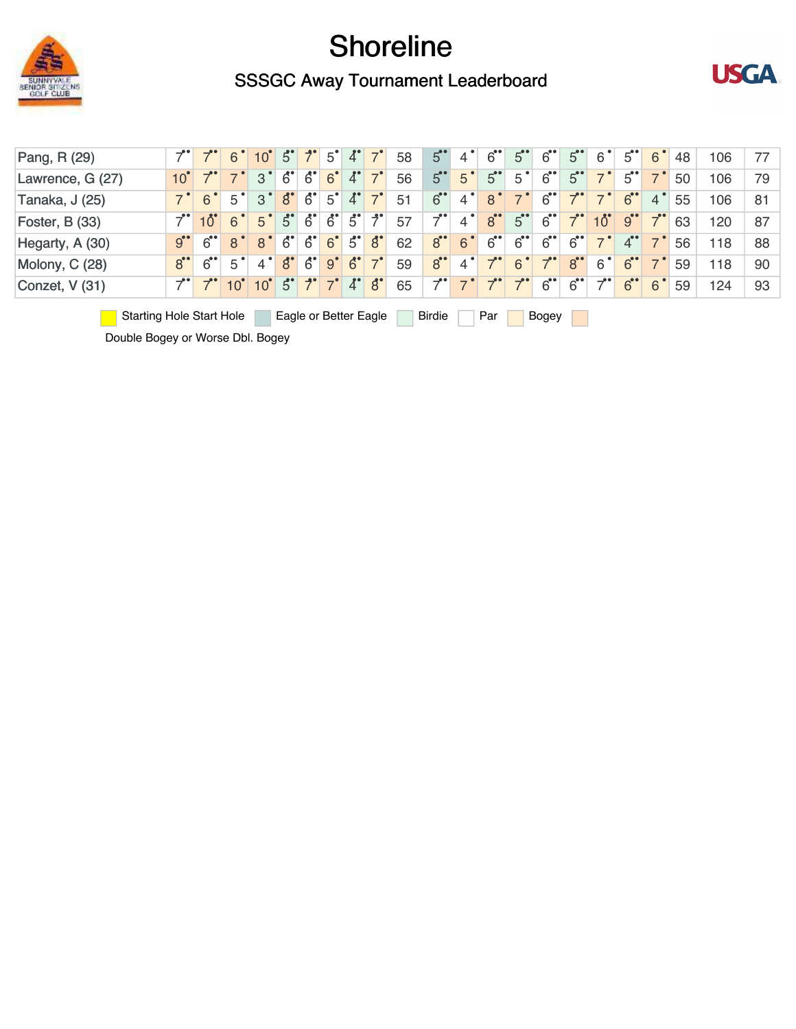# Shoreline

## SSSGC Away Tournament Leaderboard

| | | | | | | | | | | | | | | | | | | | | | | |
|---|---|---|---|---|---|---|---|---|---|---|---|---|---|---|---|---|---|---|---|---|---|---|
| Pang, R (29) | 7 | 7 | 6 | 10 | 5 | 7 | 5 | 4 | 7 | 58 | 5 | 4 | 6 | 5 | 6 | 5 | 6 | 5 | 6 | 48 | 106 | 77 |
| Lawrence, G (27) | 10 | 7 | 7 | 3 | 6 | 6 | 6 | 4 | 7 | 56 | 5 | 5 | 5 | 5 | 6 | 5 | 7 | 5 | 7 | 50 | 106 | 79 |
| Tanaka, J (25) | 7 | 6 | 5 | 3 | 8 | 6 | 5 | 4 | 7 | 51 | 6 | 4 | 8 | 7 | 6 | 7 | 7 | 6 | 4 | 55 | 106 | 81 |
| Foster, B (33) | 7 | 10 | 6 | 5 | 5 | 6 | 6 | 5 | 7 | 57 | 7 | 4 | 8 | 5 | 6 | 7 | 10 | 9 | 7 | 63 | 120 | 87 |
| Hegarty, A (30) | 9 | 6 | 8 | 8 | 6 | 6 | 6 | 5 | 8 | 62 | 8 | 6 | 6 | 6 | 6 | 6 | 7 | 4 | 7 | 56 | 118 | 88 |
| Molony, C (28) | 8 | 6 | 5 | 4 | 8 | 6 | 9 | 6 | 7 | 59 | 8 | 4 | 7 | 6 | 7 | 8 | 6 | 6 | 7 | 59 | 118 | 90 |
| Conzet, V (31) | 7 | 7 | 10 | 10 | 5 | 7 | 7 | 4 | 8 | 65 | 7 | 7 | 7 | 7 | 6 | 6 | 7 | 6 | 6 | 59 | 124 | 93 |

Starting Hole Start Hole | Eagle or Better Eagle | Birdie | Par | Bogey | Double Bogey or Worse Dbl. Bogey